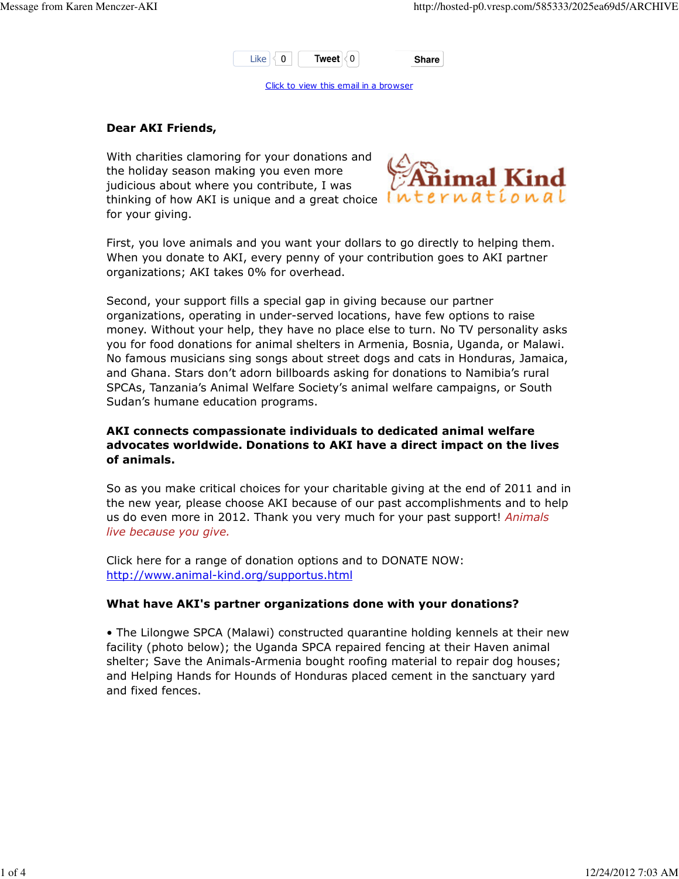Like 0 Tweet 0 Share

Click to view this email in a browser

**Dear AKI Friends,**

With charities clamoring for your donations and the holiday season making you even more judicious about where you contribute, I was thinking of how AKI is unique and a great choice for your giving.

First, you love animals and you want your dollars to go directly to helping them. When you donate to AKI, every penny of your contribution goes to AKI partner organizations; AKI takes 0% for overhead.

Second, your support fills a special gap in giving because our partner organizations, operating in under-served locations, have few options to raise money. Without your help, they have no place else to turn. No TV personality asks you for food donations for animal shelters in Armenia, Bosnia, Uganda, or Malawi. No famous musicians sing songs about street dogs and cats in Honduras, Jamaica, and Ghana. Stars don't adorn billboards asking for donations to Namibia's rural SPCAs, Tanzania's Animal Welfare Society's animal welfare campaigns, or South Sudan's humane education programs.

**AKI connects compassionate individuals to dedicated animal welfare advocates worldwide. Donations to AKI have a direct impact on the lives of animals.**

So as you make critical choices for your charitable giving at the end of 2011 and in the new year, please choose AKI because of our past accomplishments and to help us do even more in 2012. Thank you very much for your past support! *Animals live because you give.*

Click here for a range of donation options and to DONATE NOW: http://www.animal-kind.org/supportus.html

**What have AKI's partner organizations done with your donations?**

• The Lilongwe SPCA (Malawi) constructed quarantine holding kennels at their new facility (photo below); the Uganda SPCA repaired fencing at their Haven animal shelter; Save the Animals-Armenia bought roofing material to repair dog houses; and Helping Hands for Hounds of Honduras placed cement in the sanctuary yard and fixed fences.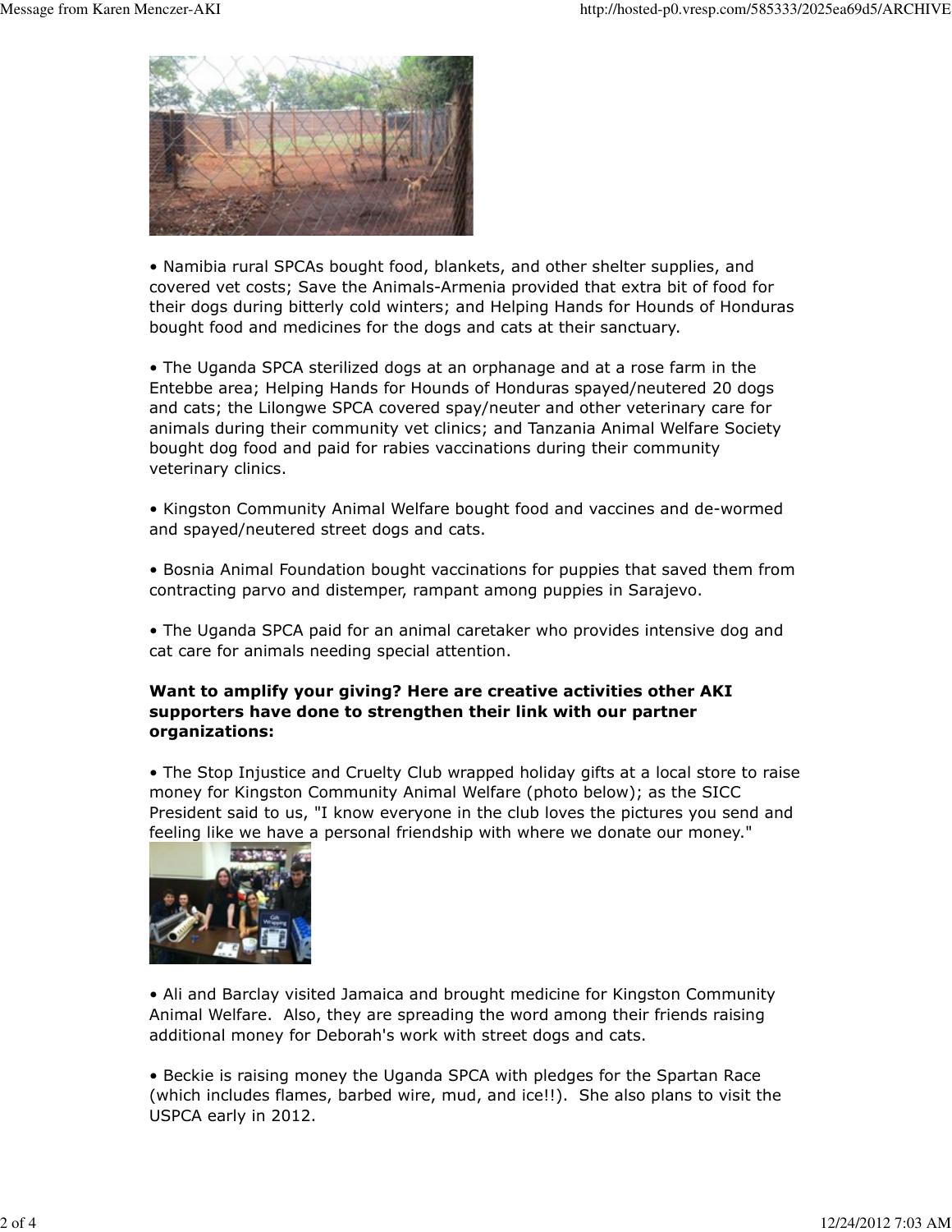• Namibia rural SPCAs bought food, blankets, and other shelter supplies, and covered vet costs; Save the Animals-Armenia provided that extra bit of food for their dogs during bitterly cold winters; and Helping Hands for Hounds of Honduras bought food and medicines for the dogs and cats at their sanctuary.

• The Uganda SPCA sterilized dogs at an orphanage and at a rose farm in the Entebbe area; Helping Hands for Hounds of Honduras spayed/neutered 20 dogs and cats; the Lilongwe SPCA covered spay/neuter and other veterinary care for animals during their community vet clinics; and Tanzania Animal Welfare Society bought dog food and paid for rabies vaccinations during their community veterinary clinics.

• Kingston Community Animal Welfare bought food and vaccines and de-wormed and spayed/neutered street dogs and cats.

• Bosnia Animal Foundation bought vaccinations for puppies that saved them from contracting parvo and distemper, rampant among puppies in Sarajevo.

• The Uganda SPCA paid for an animal caretaker who provides intensive dog and cat care for animals needing special attention.

**Want to amplify your giving? Here are creative activities other AKI supporters have done to strengthen their link with our partner organizations:**

• The Stop Injustice and Cruelty Club wrapped holiday gifts at a local store to raise money for Kingston Community Animal Welfare (photo below); as the SICC President said to us, "I know everyone in the club loves the pictures you send and feeling like we have a personal friendship with where we donate our money."

• Ali and Barclay visited Jamaica and brought medicine for Kingston Community Animal Welfare. Also, they are spreading the word among their friends raising additional money for Deborah's work with street dogs and cats.

• Beckie is raising money the Uganda SPCA with pledges for the Spartan Race (which includes flames, barbed wire, mud, and ice!!). She also plans to visit the USPCA early in 2012.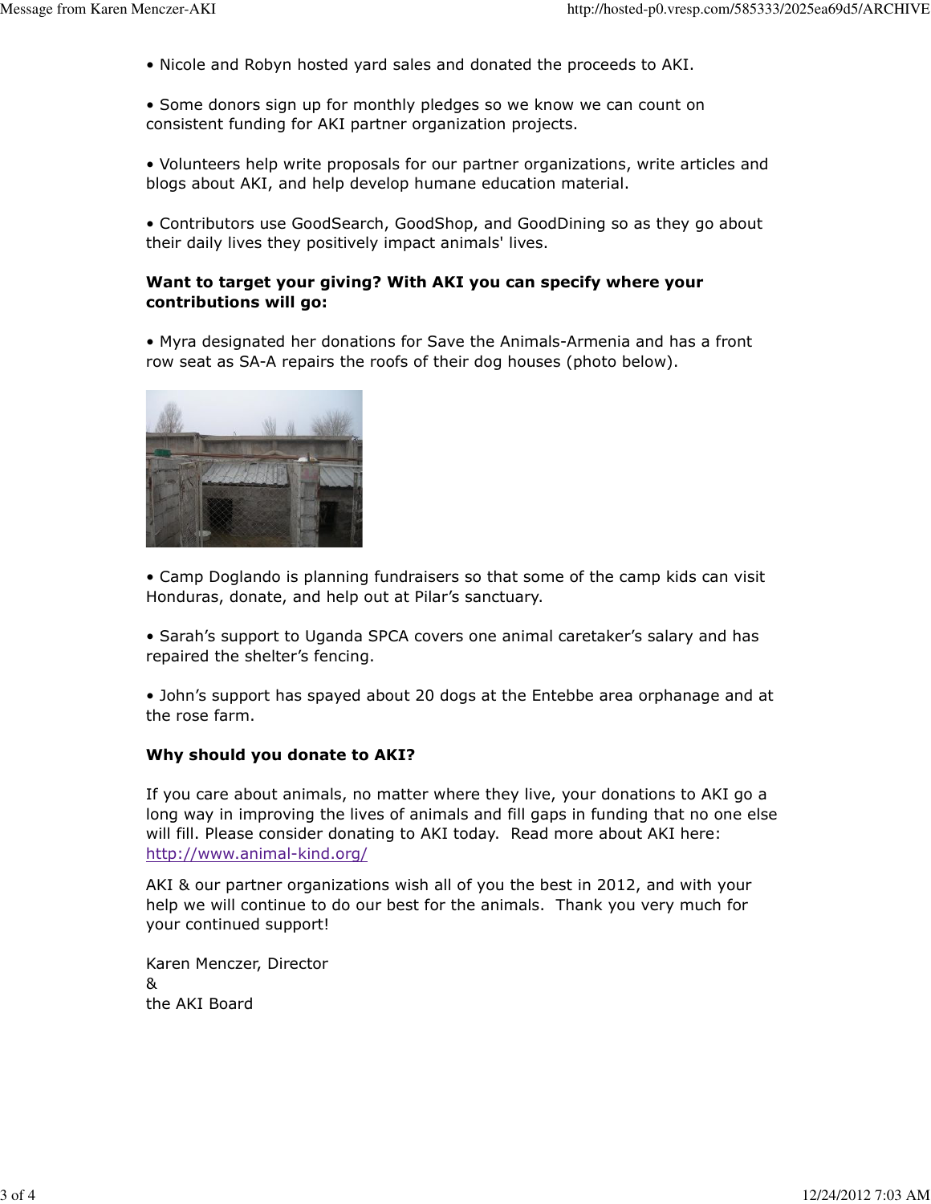- Nicole and Robyn hosted yard sales and donated the proceeds to AKI.

- Some donors sign up for monthly pledges so we know we can count on consistent funding for AKI partner organization projects.

- Volunteers help write proposals for our partner organizations, write articles and blogs about AKI, and help develop humane education material.

- Contributors use GoodSearch, GoodShop, and GoodDining so as they go about their daily lives they positively impact animals' lives.

**Want to target your giving? With AKI you can specify where your contributions will go:**

- Myra designated her donations for Save the Animals-Armenia and has a front row seat as SA-A repairs the roofs of their dog houses (photo below).

- Camp Doglando is planning fundraisers so that some of the camp kids can visit Honduras, donate, and help out at Pilar's sanctuary.

- Sarah's support to Uganda SPCA covers one animal caretaker's salary and has repaired the shelter's fencing.

- John's support has spayed about 20 dogs at the Entebbe area orphanage and at the rose farm.

**Why should you donate to AKI?**

If you care about animals, no matter where they live, your donations to AKI go a long way in improving the lives of animals and fill gaps in funding that no one else will fill. Please consider donating to AKI today. Read more about AKI here: http://www.animal-kind.org/

AKI & our partner organizations wish all of you the best in 2012, and with your help we will continue to do our best for the animals. Thank you very much for your continued support!

Karen Menczer, Director
&
the AKI Board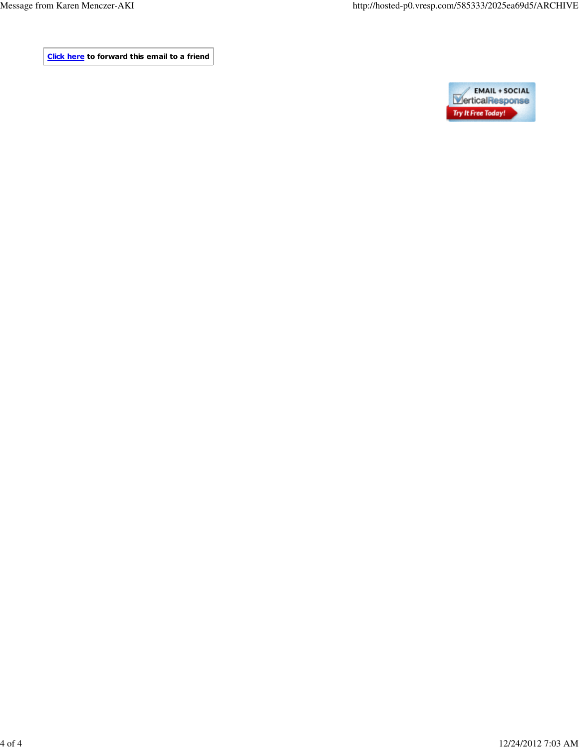**Click here** to forward this email to a friend

EMAIL + SOCIAL
VerticalResponse
Try It Free Today!